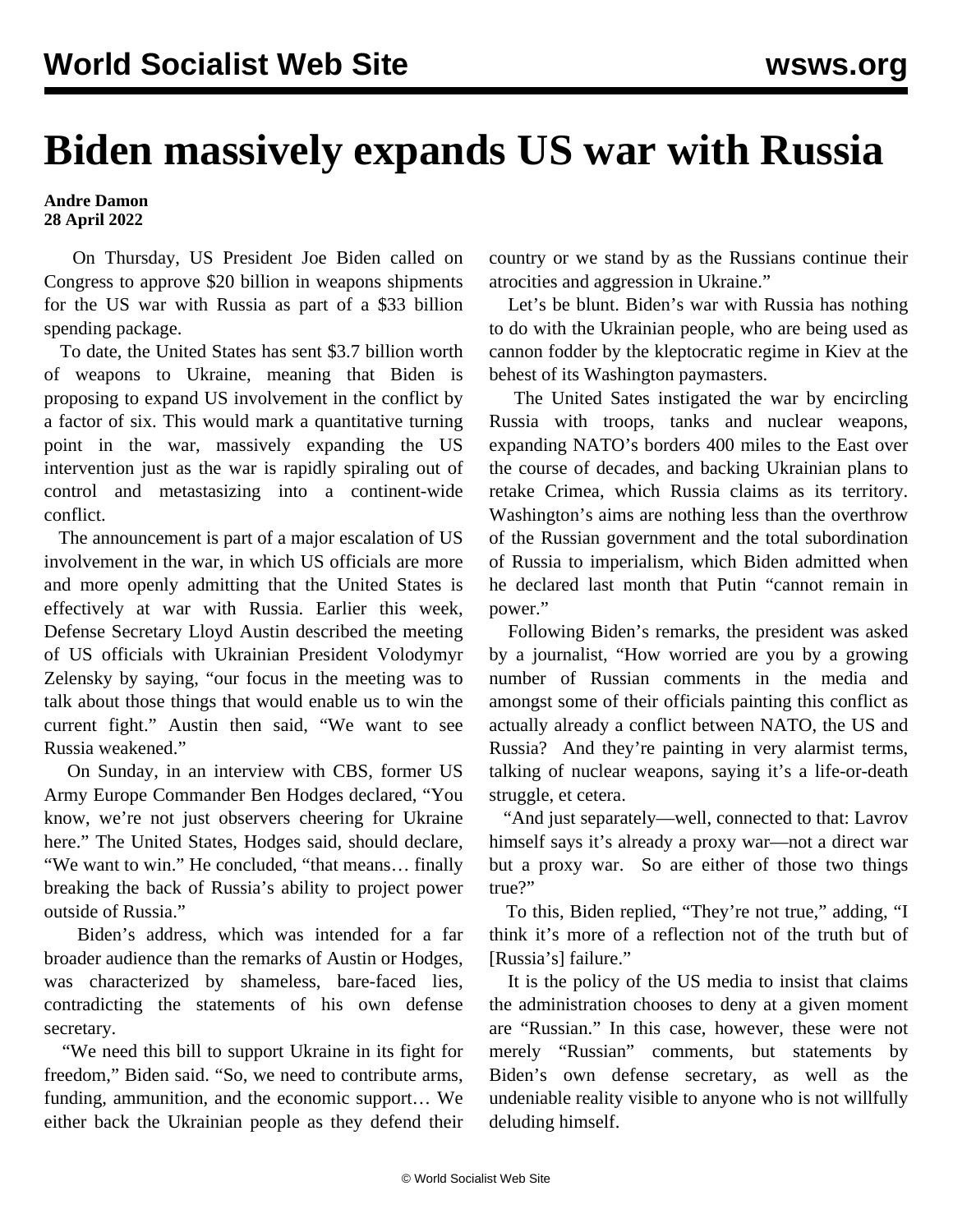# Biden massively expands US war with Russia

**Andre Damon**
**28 April 2022**

On Thursday, US President Joe Biden called on Congress to approve $20 billion in weapons shipments for the US war with Russia as part of a $33 billion spending package.

To date, the United States has sent $3.7 billion worth of weapons to Ukraine, meaning that Biden is proposing to expand US involvement in the conflict by a factor of six. This would mark a quantitative turning point in the war, massively expanding the US intervention just as the war is rapidly spiraling out of control and metastasizing into a continent-wide conflict.

The announcement is part of a major escalation of US involvement in the war, in which US officials are more and more openly admitting that the United States is effectively at war with Russia. Earlier this week, Defense Secretary Lloyd Austin described the meeting of US officials with Ukrainian President Volodymyr Zelensky by saying, "our focus in the meeting was to talk about those things that would enable us to win the current fight." Austin then said, "We want to see Russia weakened."

On Sunday, in an interview with CBS, former US Army Europe Commander Ben Hodges declared, "You know, we're not just observers cheering for Ukraine here." The United States, Hodges said, should declare, "We want to win." He concluded, "that means… finally breaking the back of Russia's ability to project power outside of Russia."

Biden's address, which was intended for a far broader audience than the remarks of Austin or Hodges, was characterized by shameless, bare-faced lies, contradicting the statements of his own defense secretary.

"We need this bill to support Ukraine in its fight for freedom," Biden said. "So, we need to contribute arms, funding, ammunition, and the economic support… We either back the Ukrainian people as they defend their country or we stand by as the Russians continue their atrocities and aggression in Ukraine."

Let's be blunt. Biden's war with Russia has nothing to do with the Ukrainian people, who are being used as cannon fodder by the kleptocratic regime in Kiev at the behest of its Washington paymasters.

The United Sates instigated the war by encircling Russia with troops, tanks and nuclear weapons, expanding NATO's borders 400 miles to the East over the course of decades, and backing Ukrainian plans to retake Crimea, which Russia claims as its territory. Washington's aims are nothing less than the overthrow of the Russian government and the total subordination of Russia to imperialism, which Biden admitted when he declared last month that Putin "cannot remain in power."

Following Biden's remarks, the president was asked by a journalist, "How worried are you by a growing number of Russian comments in the media and amongst some of their officials painting this conflict as actually already a conflict between NATO, the US and Russia? And they're painting in very alarmist terms, talking of nuclear weapons, saying it's a life-or-death struggle, et cetera.

"And just separately—well, connected to that: Lavrov himself says it's already a proxy war—not a direct war but a proxy war. So are either of those two things true?"

To this, Biden replied, "They're not true," adding, "I think it's more of a reflection not of the truth but of [Russia's] failure."

It is the policy of the US media to insist that claims the administration chooses to deny at a given moment are "Russian." In this case, however, these were not merely "Russian" comments, but statements by Biden's own defense secretary, as well as the undeniable reality visible to anyone who is not willfully deluding himself.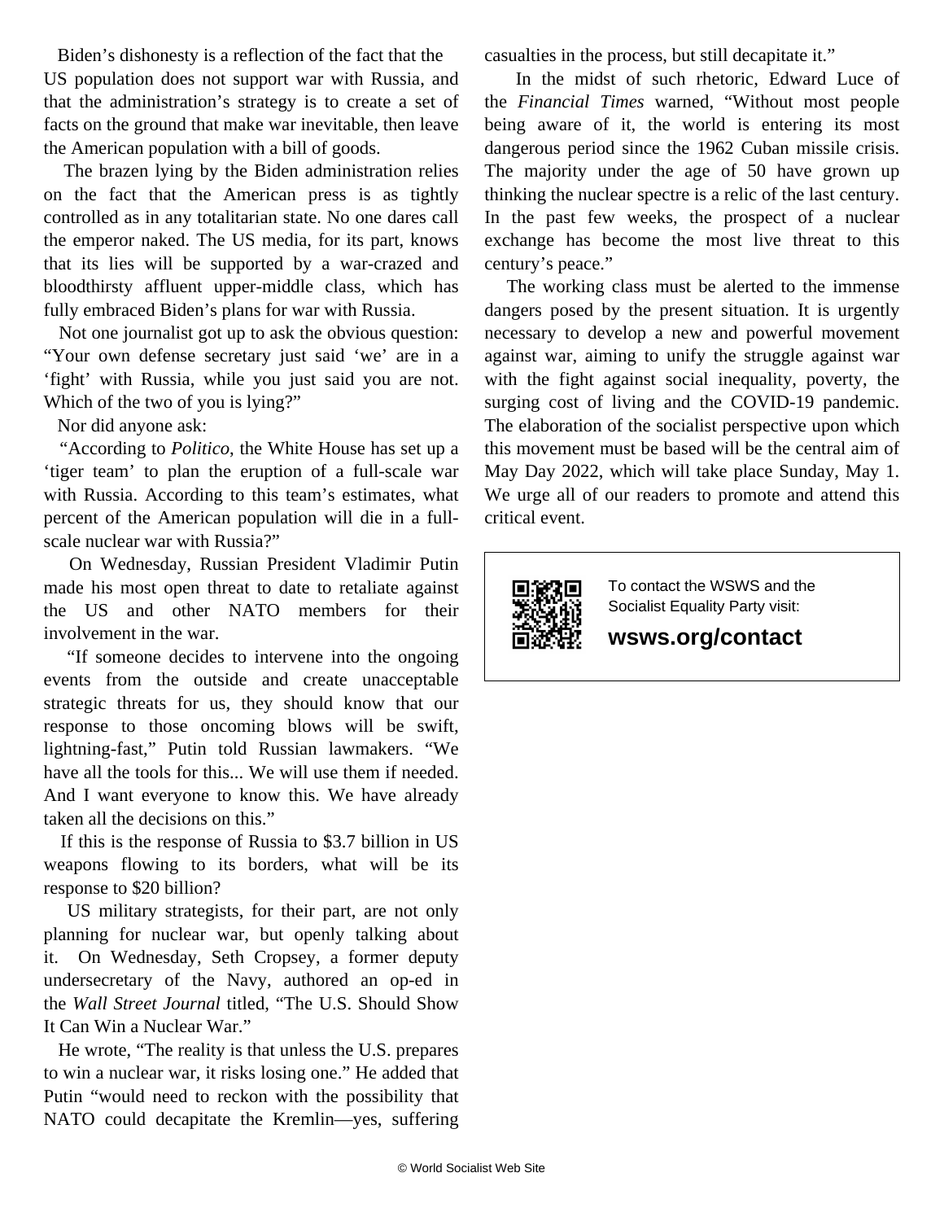Biden's dishonesty is a reflection of the fact that the US population does not support war with Russia, and that the administration's strategy is to create a set of facts on the ground that make war inevitable, then leave the American population with a bill of goods.

The brazen lying by the Biden administration relies on the fact that the American press is as tightly controlled as in any totalitarian state. No one dares call the emperor naked. The US media, for its part, knows that its lies will be supported by a war-crazed and bloodthirsty affluent upper-middle class, which has fully embraced Biden's plans for war with Russia.

Not one journalist got up to ask the obvious question: "Your own defense secretary just said 'we' are in a 'fight' with Russia, while you just said you are not. Which of the two of you is lying?"

Nor did anyone ask:

"According to *Politico*, the White House has set up a 'tiger team' to plan the eruption of a full-scale war with Russia. According to this team's estimates, what percent of the American population will die in a full-scale nuclear war with Russia?"

On Wednesday, Russian President Vladimir Putin made his most open threat to date to retaliate against the US and other NATO members for their involvement in the war.

"If someone decides to intervene into the ongoing events from the outside and create unacceptable strategic threats for us, they should know that our response to those oncoming blows will be swift, lightning-fast," Putin told Russian lawmakers. "We have all the tools for this... We will use them if needed. And I want everyone to know this. We have already taken all the decisions on this."

If this is the response of Russia to $3.7 billion in US weapons flowing to its borders, what will be its response to $20 billion?

US military strategists, for their part, are not only planning for nuclear war, but openly talking about it. On Wednesday, Seth Cropsey, a former deputy undersecretary of the Navy, authored an op-ed in the *Wall Street Journal* titled, "The U.S. Should Show It Can Win a Nuclear War."

He wrote, "The reality is that unless the U.S. prepares to win a nuclear war, it risks losing one." He added that Putin "would need to reckon with the possibility that NATO could decapitate the Kremlin—yes, suffering casualties in the process, but still decapitate it."

In the midst of such rhetoric, Edward Luce of the *Financial Times* warned, "Without most people being aware of it, the world is entering its most dangerous period since the 1962 Cuban missile crisis. The majority under the age of 50 have grown up thinking the nuclear spectre is a relic of the last century. In the past few weeks, the prospect of a nuclear exchange has become the most live threat to this century's peace."

The working class must be alerted to the immense dangers posed by the present situation. It is urgently necessary to develop a new and powerful movement against war, aiming to unify the struggle against war with the fight against social inequality, poverty, the surging cost of living and the COVID-19 pandemic. The elaboration of the socialist perspective upon which this movement must be based will be the central aim of May Day 2022, which will take place Sunday, May 1. We urge all of our readers to promote and attend this critical event.

To contact the WSWS and the Socialist Equality Party visit:

**wsws.org/contact**

© World Socialist Web Site